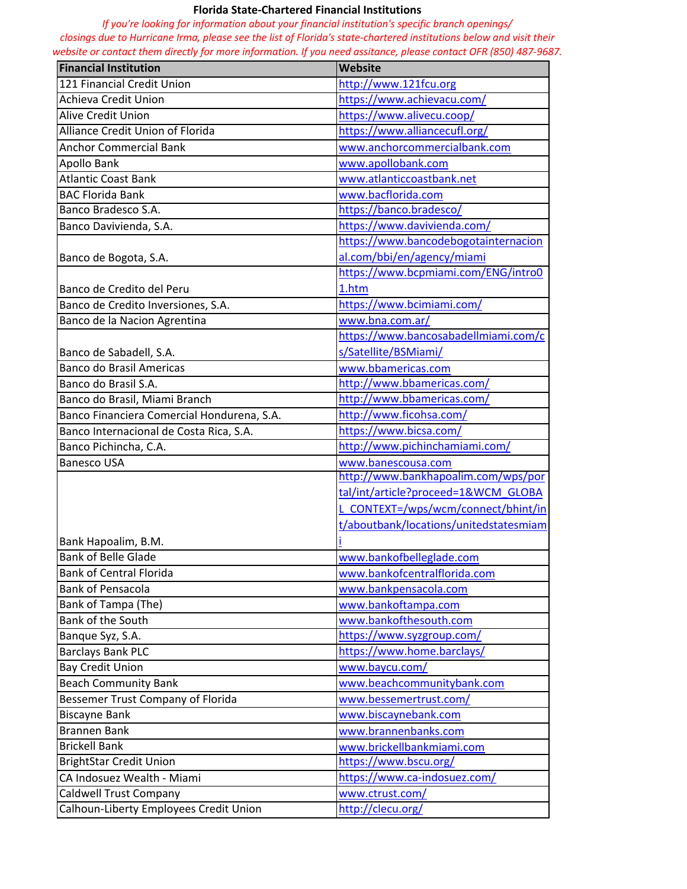# Florida State-Chartered Financial Institutions

*If you're looking for information about your financial institution's specific branch openings/ closings due to Hurricane Irma, please see the list of Florida's state-chartered institutions below and visit their website or contact them directly for more information. If you need assitance, please contact OFR (850) 487-9687.*

| Financial Institution | Website |
|---|---|
| 121 Financial Credit Union | http://www.121fcu.org |
| Achieva Credit Union | https://www.achievacu.com/ |
| Alive Credit Union | https://www.alivecu.coop/ |
| Alliance Credit Union of Florida | https://www.alliancecufl.org/ |
| Anchor Commercial Bank | www.anchorcommercialbank.com |
| Apollo Bank | www.apollobank.com |
| Atlantic Coast Bank | www.atlanticcoastbank.net |
| BAC Florida Bank | www.bacflorida.com |
| Banco Bradesco S.A. | https://banco.bradesco/ |
| Banco Davivienda, S.A. | https://www.davivienda.com/ |
| Banco de Bogota, S.A. | https://www.bancodebogotainternacional.com/bbi/en/agency/miami |
| Banco de Credito del Peru | https://www.bcpmiami.com/ENG/intro01.htm |
| Banco de Credito Inversiones, S.A. | https://www.bcimiami.com/ |
| Banco de la Nacion Agrentina | www.bna.com.ar/ |
| Banco de Sabadell, S.A. | https://www.bancosabadellmiami.com/cs/Satellite/BSMiami/ |
| Banco do Brasil Americas | www.bbamericas.com |
| Banco do Brasil S.A. | http://www.bbamericas.com/ |
| Banco do Brasil, Miami Branch | http://www.bbamericas.com/ |
| Banco Financiera Comercial Hondurena, S.A. | http://www.ficohsa.com/ |
| Banco Internacional de Costa Rica, S.A. | https://www.bicsa.com/ |
| Banco Pichincha, C.A. | http://www.pichinchamiami.com/ |
| Banesco USA | www.banescousa.com |
| Bank Hapoalim, B.M. | http://www.bankhapoalim.com/wps/portal/int/article?proceed=1&WCM_GLOBAL_CONTEXT=/wps/wcm/connect/bhint/int/aboutbank/locations/unitedstatesmiami |
| Bank of Belle Glade | www.bankofbelleglade.com |
| Bank of Central Florida | www.bankofcentralflorida.com |
| Bank of Pensacola | www.bankpensacola.com |
| Bank of Tampa (The) | www.bankoftampa.com |
| Bank of the South | www.bankofthesouth.com |
| Banque Syz, S.A. | https://www.syzgroup.com/ |
| Barclays Bank PLC | https://www.home.barclays/ |
| Bay Credit Union | www.baycu.com/ |
| Beach Community Bank | www.beachcommunitybank.com |
| Bessemer Trust Company of Florida | www.bessemertrust.com/ |
| Biscayne Bank | www.biscaynebank.com |
| Brannen Bank | www.brannenbanks.com |
| Brickell Bank | www.brickellbankmiami.com |
| BrightStar Credit Union | https://www.bscu.org/ |
| CA Indosuez Wealth - Miami | https://www.ca-indosuez.com/ |
| Caldwell Trust Company | www.ctrust.com/ |
| Calhoun-Liberty Employees Credit Union | http://clecu.org/ |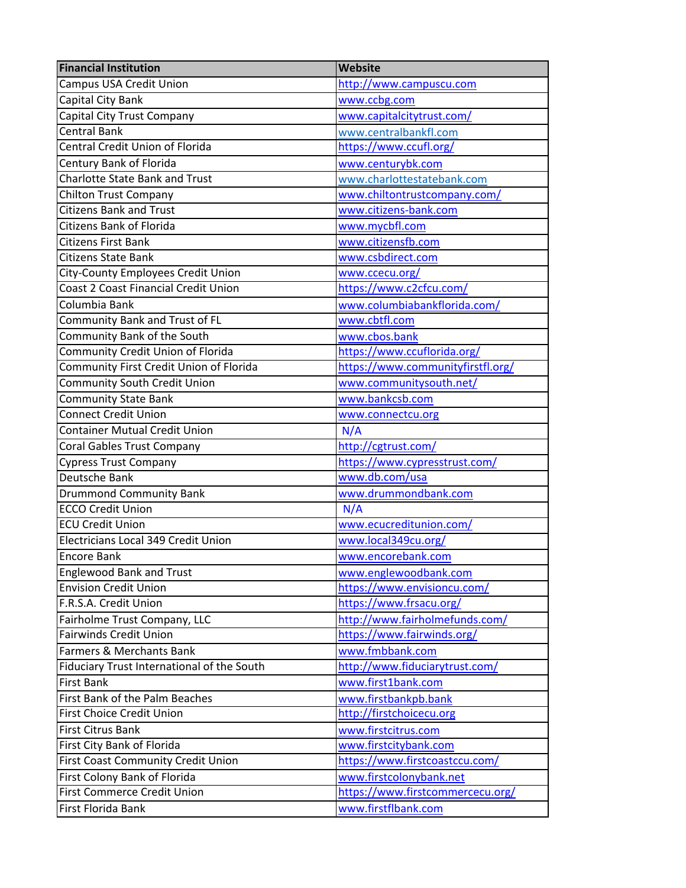| Financial Institution | Website |
|---|---|
| Campus USA Credit Union | http://www.campuscu.com |
| Capital City Bank | www.ccbg.com |
| Capital City Trust Company | www.capitalcitytrust.com/ |
| Central Bank | www.centralbankfl.com |
| Central Credit Union of Florida | https://www.ccufl.org/ |
| Century Bank of Florida | www.centurybk.com |
| Charlotte State Bank and Trust | www.charlottestatebank.com |
| Chilton Trust Company | www.chiltontrustcompany.com/ |
| Citizens Bank and Trust | www.citizens-bank.com |
| Citizens Bank of Florida | www.mycbfl.com |
| Citizens First Bank | www.citizensfb.com |
| Citizens State Bank | www.csbdirect.com |
| City-County Employees Credit Union | www.ccecu.org/ |
| Coast 2 Coast Financial Credit Union | https://www.c2cfcu.com/ |
| Columbia Bank | www.columbiabankflorida.com/ |
| Community Bank and Trust of FL | www.cbtfl.com |
| Community Bank of the South | www.cbos.bank |
| Community Credit Union of Florida | https://www.ccuflorida.org/ |
| Community First Credit Union of Florida | https://www.communityfirstfl.org/ |
| Community South Credit Union | www.communitysouth.net/ |
| Community State Bank | www.bankcsb.com |
| Connect Credit Union | www.connectcu.org |
| Container Mutual Credit Union | N/A |
| Coral Gables Trust Company | http://cgtrust.com/ |
| Cypress Trust Company | https://www.cypresstrust.com/ |
| Deutsche Bank | www.db.com/usa |
| Drummond Community Bank | www.drummondbank.com |
| ECCO Credit Union | N/A |
| ECU Credit Union | www.ecucreditunion.com/ |
| Electricians Local 349 Credit Union | www.local349cu.org/ |
| Encore Bank | www.encorebank.com |
| Englewood Bank and Trust | www.englewoodbank.com |
| Envision Credit Union | https://www.envisioncu.com/ |
| F.R.S.A. Credit Union | https://www.frsacu.org/ |
| Fairholme Trust Company, LLC | http://www.fairholmefunds.com/ |
| Fairwinds Credit Union | https://www.fairwinds.org/ |
| Farmers & Merchants Bank | www.fmbbank.com |
| Fiduciary Trust International of the South | http://www.fiduciarytrust.com/ |
| First Bank | www.first1bank.com |
| First Bank of the Palm Beaches | www.firstbankpb.bank |
| First Choice Credit Union | http://firstchoicecu.org |
| First Citrus Bank | www.firstcitrus.com |
| First City Bank of Florida | www.firstcitybank.com |
| First Coast Community Credit Union | https://www.firstcoastccu.com/ |
| First Colony Bank of Florida | www.firstcolonybank.net |
| First Commerce Credit Union | https://www.firstcommercecu.org/ |
| First Florida Bank | www.firstflbank.com |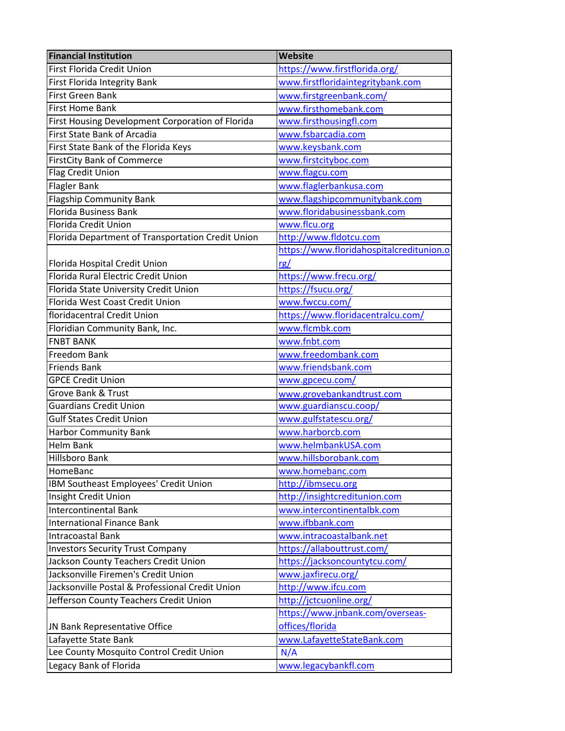| Financial Institution | Website |
| --- | --- |
| First Florida Credit Union | https://www.firstflorida.org/ |
| First Florida Integrity Bank | www.firstfloridaintegritybank.com |
| First Green Bank | www.firstgreenbank.com/ |
| First Home Bank | www.firsthomebank.com |
| First Housing Development Corporation of Florida | www.firsthousingfl.com |
| First State Bank of Arcadia | www.fsbarcadia.com |
| First State Bank of the Florida Keys | www.keysbank.com |
| FirstCity Bank of Commerce | www.firstcityboc.com |
| Flag Credit Union | www.flagcu.com |
| Flagler Bank | www.flaglerbankusa.com |
| Flagship Community Bank | www.flagshipcommunitybank.com |
| Florida Business Bank | www.floridabusinessbank.com |
| Florida Credit Union | www.flcu.org |
| Florida Department of Transportation Credit Union | http://www.fldotcu.com |
| Florida Hospital Credit Union | https://www.floridahospitalcreditunion.org/ |
| Florida Rural Electric Credit Union | https://www.frecu.org/ |
| Florida State University Credit Union | https://fsucu.org/ |
| Florida West Coast Credit Union | www.fwccu.com/ |
| floridacentral Credit Union | https://www.floridacentralcu.com/ |
| Floridian Community Bank, Inc. | www.flcmbk.com |
| FNBT BANK | www.fnbt.com |
| Freedom Bank | www.freedombank.com |
| Friends Bank | www.friendsbank.com |
| GPCE Credit Union | www.gpcecu.com/ |
| Grove Bank & Trust | www.grovebankandtrust.com |
| Guardians Credit Union | www.guardianscu.coop/ |
| Gulf States Credit Union | www.gulfstatescu.org/ |
| Harbor Community Bank | www.harborcb.com |
| Helm Bank | www.helmbankUSA.com |
| Hillsboro Bank | www.hillsborobank.com |
| HomeBanc | www.homebanc.com |
| IBM Southeast Employees' Credit Union | http://ibmsecu.org |
| Insight Credit Union | http://insightcreditunion.com |
| Intercontinental Bank | www.intercontinentalbk.com |
| International Finance Bank | www.ifbbank.com |
| Intracoastal Bank | www.intracoastalbank.net |
| Investors Security Trust Company | https://allabouttrust.com/ |
| Jackson County Teachers Credit Union | https://jacksoncountytcu.com/ |
| Jacksonville Firemen's Credit Union | www.jaxfirecu.org/ |
| Jacksonville Postal & Professional Credit Union | http://www.jfcu.com |
| Jefferson County Teachers Credit Union | http://jctcuonline.org/ |
| JN Bank Representative Office | https://www.jnbank.com/overseas-offices/florida |
| Lafayette State Bank | www.LafayetteStateBank.com |
| Lee County Mosquito Control Credit Union | N/A |
| Legacy Bank of Florida | www.legacybankfl.com |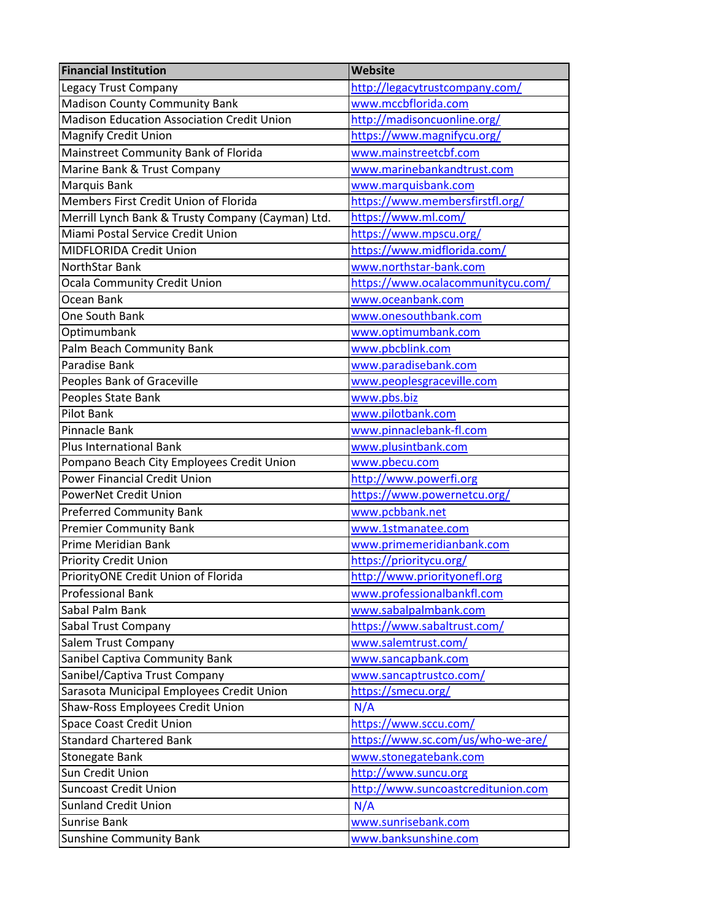| Financial Institution | Website |
|---|---|
| Legacy Trust Company | http://legacytrustcompany.com/ |
| Madison County Community Bank | www.mccbflorida.com |
| Madison Education Association Credit Union | http://madisoncuonline.org/ |
| Magnify Credit Union | https://www.magnifycu.org/ |
| Mainstreet Community Bank of Florida | www.mainstreetcbf.com |
| Marine Bank & Trust Company | www.marinebankandtrust.com |
| Marquis Bank | www.marquisbank.com |
| Members First Credit Union of Florida | https://www.membersfirstfl.org/ |
| Merrill Lynch Bank & Trusty Company (Cayman) Ltd. | https://www.ml.com/ |
| Miami Postal Service Credit Union | https://www.mpscu.org/ |
| MIDFLORIDA Credit Union | https://www.midflorida.com/ |
| NorthStar Bank | www.northstar-bank.com |
| Ocala Community Credit Union | https://www.ocalacommunitycu.com/ |
| Ocean Bank | www.oceanbank.com |
| One South Bank | www.onesouthbank.com |
| Optimumbank | www.optimumbank.com |
| Palm Beach Community Bank | www.pbcblink.com |
| Paradise Bank | www.paradisebank.com |
| Peoples Bank of Graceville | www.peoplesgraceville.com |
| Peoples State Bank | www.pbs.biz |
| Pilot Bank | www.pilotbank.com |
| Pinnacle Bank | www.pinnaclebank-fl.com |
| Plus International Bank | www.plusintbank.com |
| Pompano Beach City Employees Credit Union | www.pbecu.com |
| Power Financial Credit Union | http://www.powerfi.org |
| PowerNet Credit Union | https://www.powernetcu.org/ |
| Preferred Community Bank | www.pcbbank.net |
| Premier Community Bank | www.1stmanatee.com |
| Prime Meridian Bank | www.primemeridianbank.com |
| Priority Credit Union | https://prioritycu.org/ |
| PriorityONE Credit Union of Florida | http://www.priorityonefl.org |
| Professional Bank | www.professionalbankfl.com |
| Sabal Palm Bank | www.sabalpalmbank.com |
| Sabal Trust Company | https://www.sabaltrust.com/ |
| Salem Trust Company | www.salemtrust.com/ |
| Sanibel Captiva Community Bank | www.sancapbank.com |
| Sanibel/Captiva Trust Company | www.sancaptrustco.com/ |
| Sarasota Municipal Employees Credit Union | https://smecu.org/ |
| Shaw-Ross Employees Credit Union | N/A |
| Space Coast Credit Union | https://www.sccu.com/ |
| Standard Chartered Bank | https://www.sc.com/us/who-we-are/ |
| Stonegate Bank | www.stonegatebank.com |
| Sun Credit Union | http://www.suncu.org |
| Suncoast Credit Union | http://www.suncoastcreditunion.com |
| Sunland Credit Union | N/A |
| Sunrise Bank | www.sunrisebank.com |
| Sunshine Community Bank | www.banksunshine.com |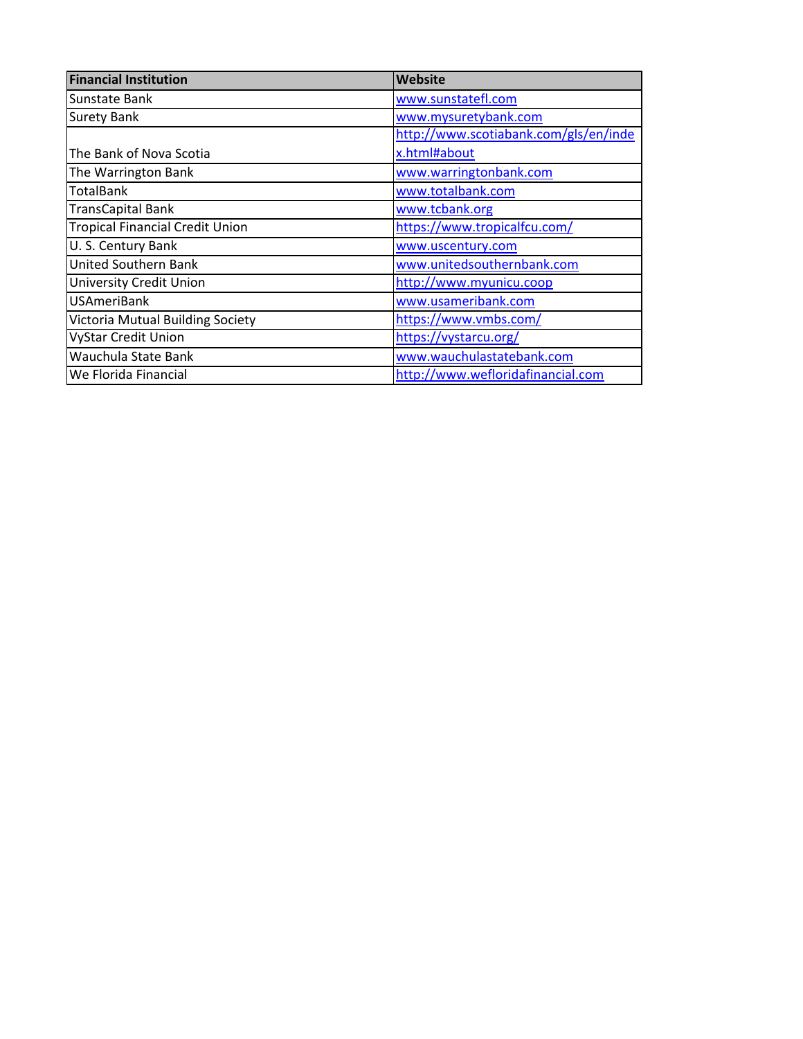| Financial Institution | Website |
| --- | --- |
| Sunstate Bank | www.sunstatefl.com |
| Surety Bank | www.mysuretybank.com |
| The Bank of Nova Scotia | http://www.scotiabank.com/gls/en/index.html#about |
| The Warrington Bank | www.warringtonbank.com |
| TotalBank | www.totalbank.com |
| TransCapital Bank | www.tcbank.org |
| Tropical Financial Credit Union | https://www.tropicalfcu.com/ |
| U. S. Century Bank | www.uscentury.com |
| United Southern Bank | www.unitedsouthernbank.com |
| University Credit Union | http://www.myunicu.coop |
| USAmeriBank | www.usameribank.com |
| Victoria Mutual Building Society | https://www.vmbs.com/ |
| VyStar Credit Union | https://vystarcu.org/ |
| Wauchula State Bank | www.wauchulastatebank.com |
| We Florida Financial | http://www.wefloridafinancial.com |